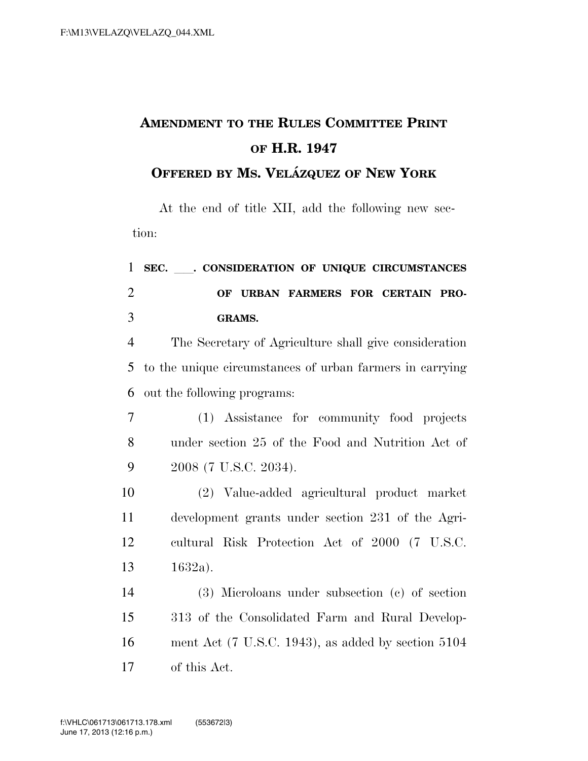# Amendment to the Rules Committee Print of H.R. 1947

## Offered by Ms. Velázquez of New York

At the end of title XII, add the following new section:

**SEC. \_\_\_\_. CONSIDERATION OF UNIQUE CIRCUMSTANCES OF URBAN FARMERS FOR CERTAIN PROGRAMS.**

The Secretary of Agriculture shall give consideration to the unique circumstances of urban farmers in carrying out the following programs:

(1) Assistance for community food projects under section 25 of the Food and Nutrition Act of 2008 (7 U.S.C. 2034).

(2) Value-added agricultural product market development grants under section 231 of the Agricultural Risk Protection Act of 2000 (7 U.S.C. 1632a).

(3) Microloans under subsection (c) of section 313 of the Consolidated Farm and Rural Development Act (7 U.S.C. 1943), as added by section 5104 of this Act.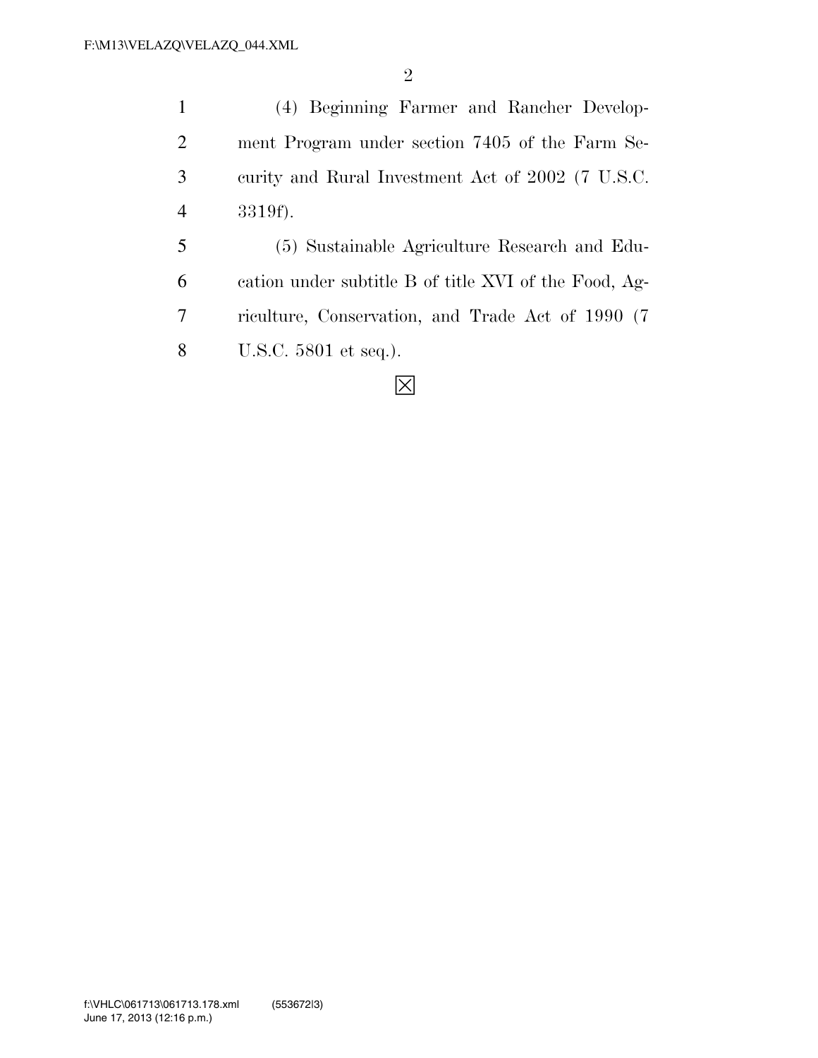(4) Beginning Farmer and Rancher Development Program under section 7405 of the Farm Security and Rural Investment Act of 2002 (7 U.S.C. 3319f).

(5) Sustainable Agriculture Research and Education under subtitle B of title XVI of the Food, Agriculture, Conservation, and Trade Act of 1990 (7 U.S.C. 5801 et seq.).